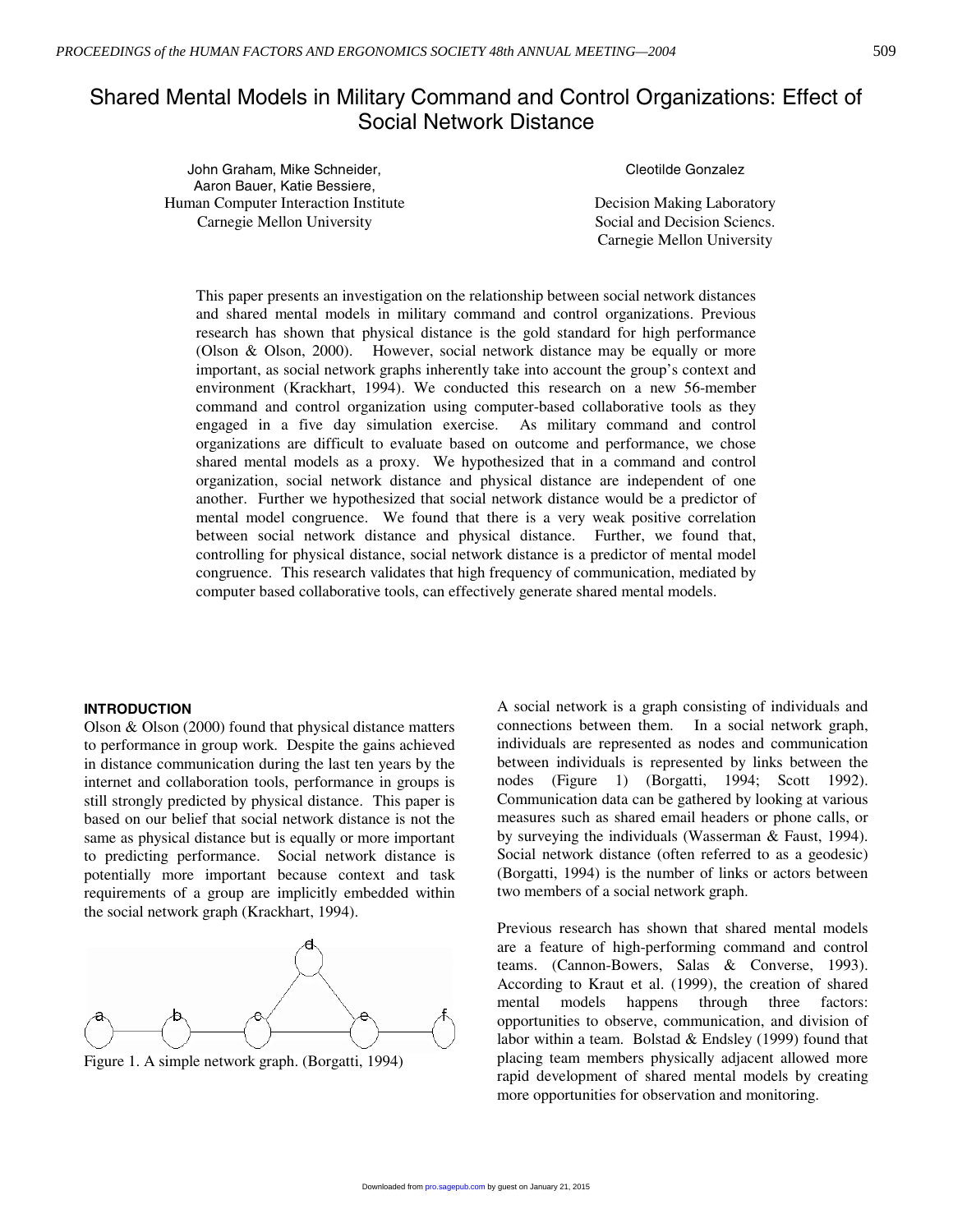# Shared Mental Models in Military Command and Control Organizations: Effect of Social Network Distance

John Graham, Mike Schneider,
Aaron Bauer, Katie Bessiere,
Human Computer Interaction Institute
Carnegie Mellon University

Cleotilde Gonzalez

Decision Making Laboratory
Social and Decision Sciencs.
Carnegie Mellon University

This paper presents an investigation on the relationship between social network distances and shared mental models in military command and control organizations. Previous research has shown that physical distance is the gold standard for high performance (Olson & Olson, 2000). However, social network distance may be equally or more important, as social network graphs inherently take into account the group's context and environment (Krackhart, 1994). We conducted this research on a new 56-member command and control organization using computer-based collaborative tools as they engaged in a five day simulation exercise. As military command and control organizations are difficult to evaluate based on outcome and performance, we chose shared mental models as a proxy. We hypothesized that in a command and control organization, social network distance and physical distance are independent of one another. Further we hypothesized that social network distance would be a predictor of mental model congruence. We found that there is a very weak positive correlation between social network distance and physical distance. Further, we found that, controlling for physical distance, social network distance is a predictor of mental model congruence. This research validates that high frequency of communication, mediated by computer based collaborative tools, can effectively generate shared mental models.

## INTRODUCTION

Olson & Olson (2000) found that physical distance matters to performance in group work. Despite the gains achieved in distance communication during the last ten years by the internet and collaboration tools, performance in groups is still strongly predicted by physical distance. This paper is based on our belief that social network distance is not the same as physical distance but is equally or more important to predicting performance. Social network distance is potentially more important because context and task requirements of a group are implicitly embedded within the social network graph (Krackhart, 1994).

Figure 1. A simple network graph. (Borgatti, 1994)

A social network is a graph consisting of individuals and connections between them. In a social network graph, individuals are represented as nodes and communication between individuals is represented by links between the nodes (Figure 1) (Borgatti, 1994; Scott 1992). Communication data can be gathered by looking at various measures such as shared email headers or phone calls, or by surveying the individuals (Wasserman & Faust, 1994). Social network distance (often referred to as a geodesic) (Borgatti, 1994) is the number of links or actors between two members of a social network graph.

Previous research has shown that shared mental models are a feature of high-performing command and control teams. (Cannon-Bowers, Salas & Converse, 1993). According to Kraut et al. (1999), the creation of shared mental models happens through three factors: opportunities to observe, communication, and division of labor within a team. Bolstad & Endsley (1999) found that placing team members physically adjacent allowed more rapid development of shared mental models by creating more opportunities for observation and monitoring.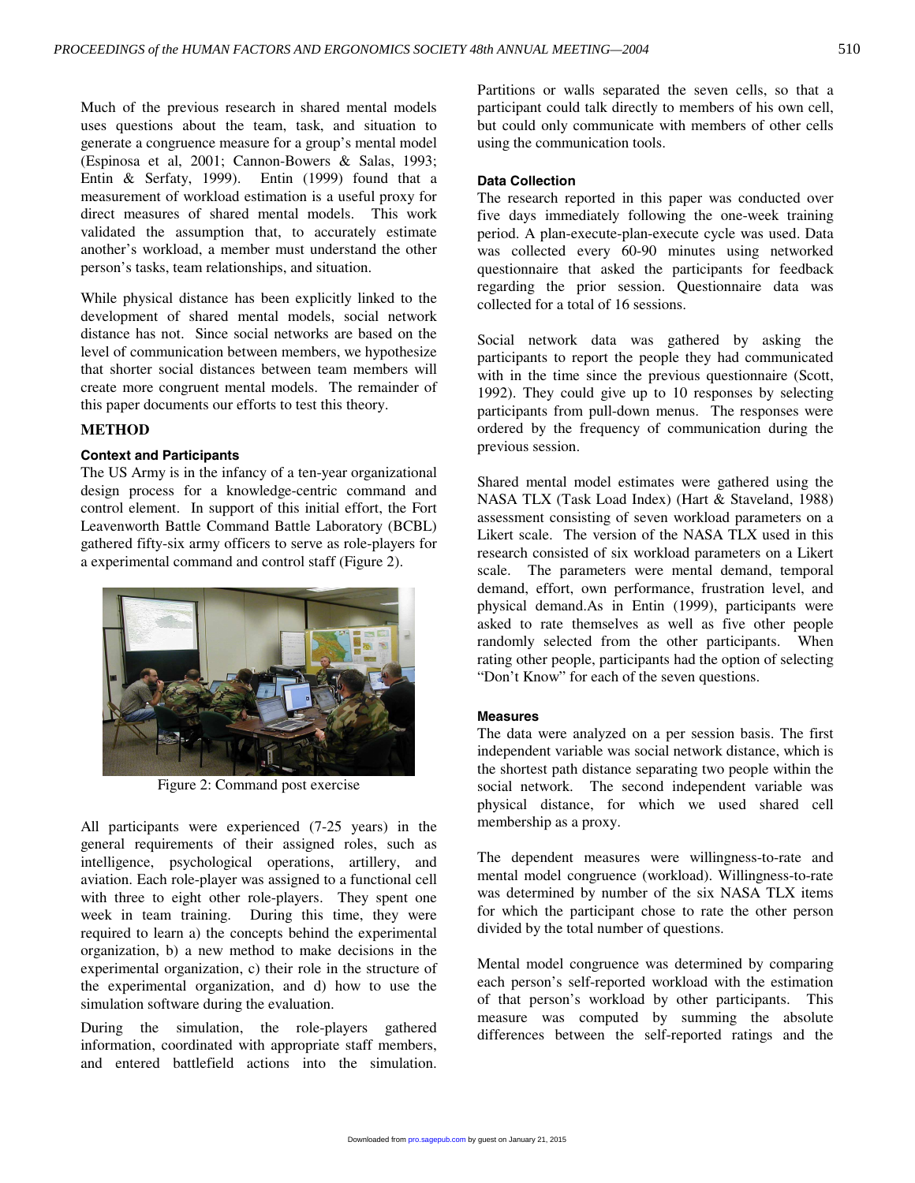Much of the previous research in shared mental models uses questions about the team, task, and situation to generate a congruence measure for a group's mental model (Espinosa et al, 2001; Cannon-Bowers & Salas, 1993; Entin & Serfaty, 1999). Entin (1999) found that a measurement of workload estimation is a useful proxy for direct measures of shared mental models. This work validated the assumption that, to accurately estimate another's workload, a member must understand the other person's tasks, team relationships, and situation.

While physical distance has been explicitly linked to the development of shared mental models, social network distance has not. Since social networks are based on the level of communication between members, we hypothesize that shorter social distances between team members will create more congruent mental models. The remainder of this paper documents our efforts to test this theory.

## METHOD

### Context and Participants

The US Army is in the infancy of a ten-year organizational design process for a knowledge-centric command and control element. In support of this initial effort, the Fort Leavenworth Battle Command Battle Laboratory (BCBL) gathered fifty-six army officers to serve as role-players for a experimental command and control staff (Figure 2).

Figure 2: Command post exercise

All participants were experienced (7-25 years) in the general requirements of their assigned roles, such as intelligence, psychological operations, artillery, and aviation. Each role-player was assigned to a functional cell with three to eight other role-players. They spent one week in team training. During this time, they were required to learn a) the concepts behind the experimental organization, b) a new method to make decisions in the experimental organization, c) their role in the structure of the experimental organization, and d) how to use the simulation software during the evaluation.

During the simulation, the role-players gathered information, coordinated with appropriate staff members, and entered battlefield actions into the simulation. Partitions or walls separated the seven cells, so that a participant could talk directly to members of his own cell, but could only communicate with members of other cells using the communication tools.

### Data Collection

The research reported in this paper was conducted over five days immediately following the one-week training period. A plan-execute-plan-execute cycle was used. Data was collected every 60-90 minutes using networked questionnaire that asked the participants for feedback regarding the prior session. Questionnaire data was collected for a total of 16 sessions.

Social network data was gathered by asking the participants to report the people they had communicated with in the time since the previous questionnaire (Scott, 1992). They could give up to 10 responses by selecting participants from pull-down menus. The responses were ordered by the frequency of communication during the previous session.

Shared mental model estimates were gathered using the NASA TLX (Task Load Index) (Hart & Staveland, 1988) assessment consisting of seven workload parameters on a Likert scale. The version of the NASA TLX used in this research consisted of six workload parameters on a Likert scale. The parameters were mental demand, temporal demand, effort, own performance, frustration level, and physical demand.As in Entin (1999), participants were asked to rate themselves as well as five other people randomly selected from the other participants. When rating other people, participants had the option of selecting "Don't Know" for each of the seven questions.

### Measures

The data were analyzed on a per session basis. The first independent variable was social network distance, which is the shortest path distance separating two people within the social network. The second independent variable was physical distance, for which we used shared cell membership as a proxy.

The dependent measures were willingness-to-rate and mental model congruence (workload). Willingness-to-rate was determined by number of the six NASA TLX items for which the participant chose to rate the other person divided by the total number of questions.

Mental model congruence was determined by comparing each person's self-reported workload with the estimation of that person's workload by other participants. This measure was computed by summing the absolute differences between the self-reported ratings and the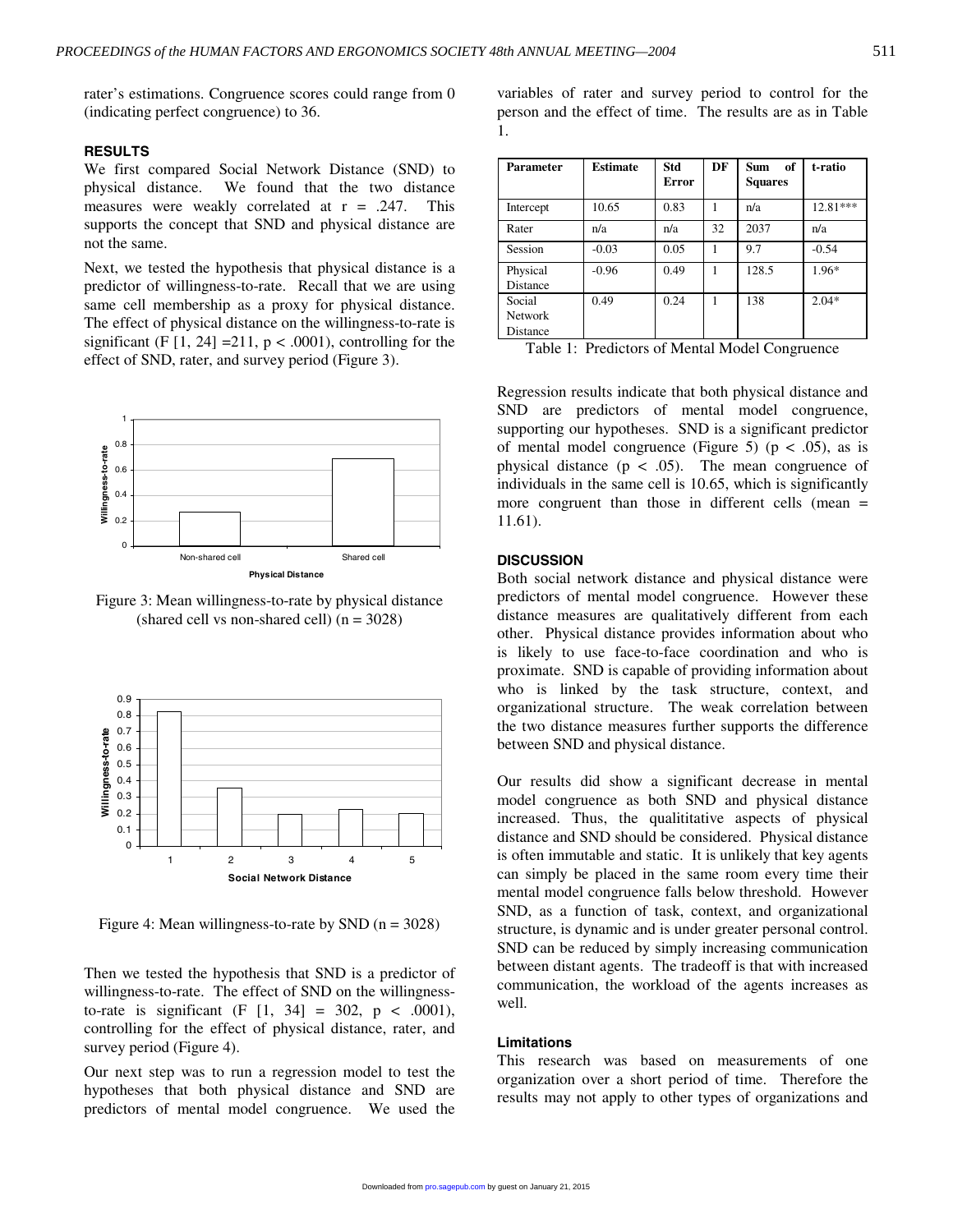rater's estimations. Congruence scores could range from 0 (indicating perfect congruence) to 36.

### RESULTS

We first compared Social Network Distance (SND) to physical distance. We found that the two distance measures were weakly correlated at $r = .247$. This supports the concept that SND and physical distance are not the same.

Next, we tested the hypothesis that physical distance is a predictor of willingness-to-rate. Recall that we are using same cell membership as a proxy for physical distance. The effect of physical distance on the willingness-to-rate is significant ($F\ [1, 24] = 211$, $p < .0001$), controlling for the effect of SND, rater, and survey period (Figure 3).

Figure 3: Mean willingness-to-rate by physical distance (shared cell vs non-shared cell) (n = 3028)

Figure 4: Mean willingness-to-rate by SND (n = 3028)

Then we tested the hypothesis that SND is a predictor of willingness-to-rate. The effect of SND on the willingness-to-rate is significant ($F\ [1, 34] = 302$, $p < .0001$), controlling for the effect of physical distance, rater, and survey period (Figure 4).

Our next step was to run a regression model to test the hypotheses that both physical distance and SND are predictors of mental model congruence. We used the variables of rater and survey period to control for the person and the effect of time. The results are as in Table 1.

| Parameter | Estimate | Std Error | DF | Sum of Squares | t-ratio |
|---|---|---|---|---|---|
| Intercept | 10.65 | 0.83 | 1 | n/a | 12.81*** |
| Rater | n/a | n/a | 32 | 2037 | n/a |
| Session | -0.03 | 0.05 | 1 | 9.7 | -0.54 |
| Physical Distance | -0.96 | 0.49 | 1 | 128.5 | 1.96* |
| Social Network Distance | 0.49 | 0.24 | 1 | 138 | 2.04* |

Table 1: Predictors of Mental Model Congruence

Regression results indicate that both physical distance and SND are predictors of mental model congruence, supporting our hypotheses. SND is a significant predictor of mental model congruence (Figure 5) ($p < .05$), as is physical distance ($p < .05$). The mean congruence of individuals in the same cell is 10.65, which is significantly more congruent than those in different cells (mean = 11.61).

### DISCUSSION

Both social network distance and physical distance were predictors of mental model congruence. However these distance measures are qualitatively different from each other. Physical distance provides information about who is likely to use face-to-face coordination and who is proximate. SND is capable of providing information about who is linked by the task structure, context, and organizational structure. The weak correlation between the two distance measures further supports the difference between SND and physical distance.

Our results did show a significant decrease in mental model congruence as both SND and physical distance increased. Thus, the qualititative aspects of physical distance and SND should be considered. Physical distance is often immutable and static. It is unlikely that key agents can simply be placed in the same room every time their mental model congruence falls below threshold. However SND, as a function of task, context, and organizational structure, is dynamic and is under greater personal control. SND can be reduced by simply increasing communication between distant agents. The tradeoff is that with increased communication, the workload of the agents increases as well.

#### Limitations

This research was based on measurements of one organization over a short period of time. Therefore the results may not apply to other types of organizations and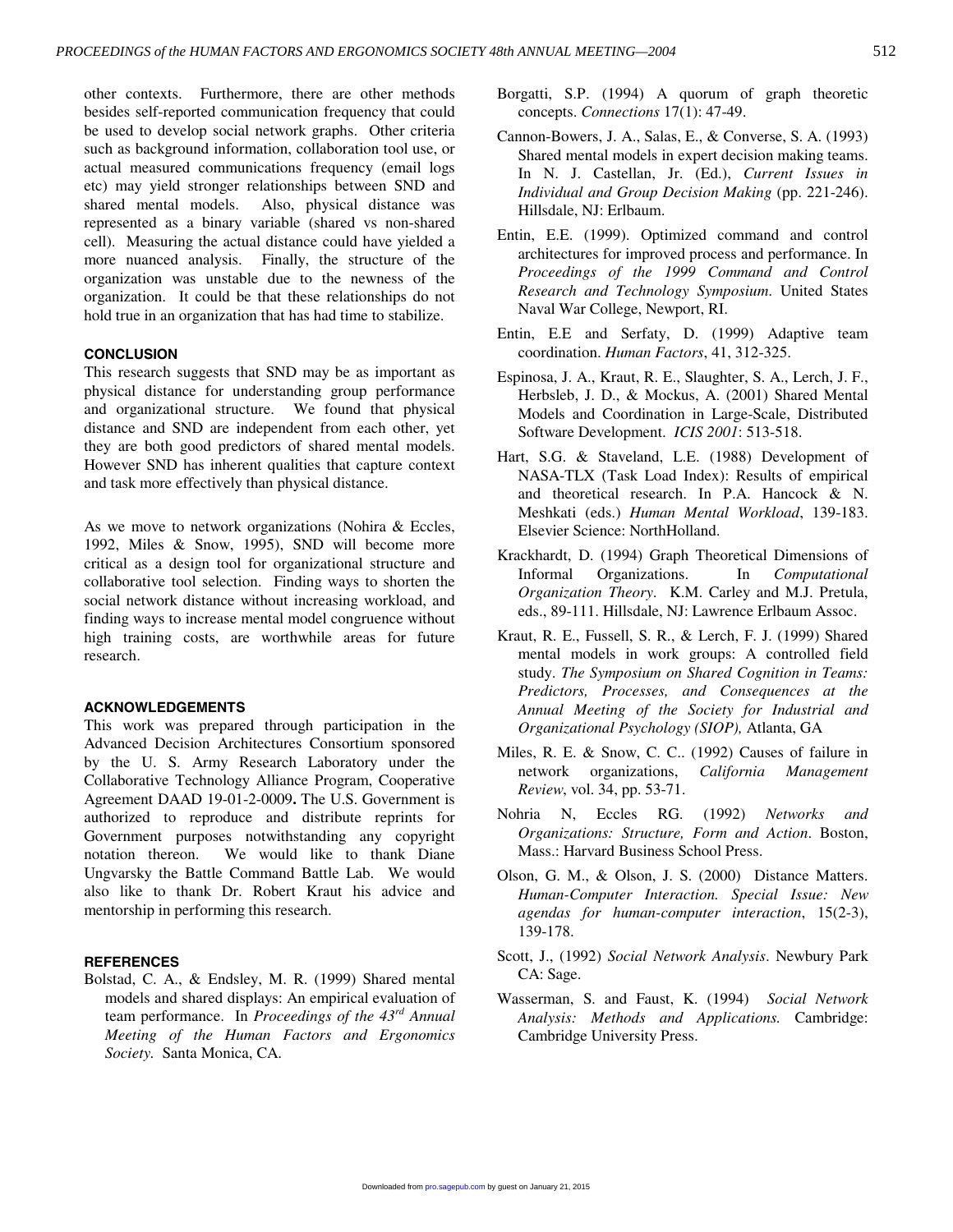other contexts. Furthermore, there are other methods besides self-reported communication frequency that could be used to develop social network graphs. Other criteria such as background information, collaboration tool use, or actual measured communications frequency (email logs etc) may yield stronger relationships between SND and shared mental models. Also, physical distance was represented as a binary variable (shared vs non-shared cell). Measuring the actual distance could have yielded a more nuanced analysis. Finally, the structure of the organization was unstable due to the newness of the organization. It could be that these relationships do not hold true in an organization that has had time to stabilize.

## CONCLUSION

This research suggests that SND may be as important as physical distance for understanding group performance and organizational structure. We found that physical distance and SND are independent from each other, yet they are both good predictors of shared mental models. However SND has inherent qualities that capture context and task more effectively than physical distance.

As we move to network organizations (Nohira & Eccles, 1992, Miles & Snow, 1995), SND will become more critical as a design tool for organizational structure and collaborative tool selection. Finding ways to shorten the social network distance without increasing workload, and finding ways to increase mental model congruence without high training costs, are worthwhile areas for future research.

## ACKNOWLEDGEMENTS

This work was prepared through participation in the Advanced Decision Architectures Consortium sponsored by the U. S. Army Research Laboratory under the Collaborative Technology Alliance Program, Cooperative Agreement DAAD 19-01-2-0009**.** The U.S. Government is authorized to reproduce and distribute reprints for Government purposes notwithstanding any copyright notation thereon. We would like to thank Diane Ungvarsky the Battle Command Battle Lab. We would also like to thank Dr. Robert Kraut his advice and mentorship in performing this research.

## REFERENCES

Bolstad, C. A., & Endsley, M. R. (1999) Shared mental models and shared displays: An empirical evaluation of team performance. In *Proceedings of the 43rd Annual Meeting of the Human Factors and Ergonomics Society.* Santa Monica, CA.

Borgatti, S.P. (1994) A quorum of graph theoretic concepts. *Connections* 17(1): 47-49.

Cannon-Bowers, J. A., Salas, E., & Converse, S. A. (1993) Shared mental models in expert decision making teams. In N. J. Castellan, Jr. (Ed.), *Current Issues in Individual and Group Decision Making* (pp. 221-246). Hillsdale, NJ: Erlbaum.

Entin, E.E. (1999). Optimized command and control architectures for improved process and performance. In *Proceedings of the 1999 Command and Control Research and Technology Symposium.* United States Naval War College, Newport, RI.

Entin, E.E and Serfaty, D. (1999) Adaptive team coordination. *Human Factors*, 41, 312-325.

Espinosa, J. A., Kraut, R. E., Slaughter, S. A., Lerch, J. F., Herbsleb, J. D., & Mockus, A. (2001) Shared Mental Models and Coordination in Large-Scale, Distributed Software Development. *ICIS 2001*: 513-518.

Hart, S.G. & Staveland, L.E. (1988) Development of NASA-TLX (Task Load Index): Results of empirical and theoretical research. In P.A. Hancock & N. Meshkati (eds.) *Human Mental Workload*, 139-183. Elsevier Science: NorthHolland.

Krackhardt, D. (1994) Graph Theoretical Dimensions of Informal Organizations. In *Computational Organization Theory*. K.M. Carley and M.J. Pretula, eds., 89-111. Hillsdale, NJ: Lawrence Erlbaum Assoc.

Kraut, R. E., Fussell, S. R., & Lerch, F. J. (1999) Shared mental models in work groups: A controlled field study. *The Symposium on Shared Cognition in Teams: Predictors, Processes, and Consequences at the Annual Meeting of the Society for Industrial and Organizational Psychology (SIOP),* Atlanta, GA

Miles, R. E. & Snow, C. C.. (1992) Causes of failure in network organizations, *California Management Review*, vol. 34, pp. 53-71.

Nohria N, Eccles RG. (1992) *Networks and Organizations: Structure, Form and Action*. Boston, Mass.: Harvard Business School Press.

Olson, G. M., & Olson, J. S. (2000) Distance Matters. *Human-Computer Interaction. Special Issue: New agendas for human-computer interaction*, 15(2-3), 139-178.

Scott, J., (1992) *Social Network Analysis*. Newbury Park CA: Sage.

Wasserman, S. and Faust, K. (1994) *Social Network Analysis: Methods and Applications.* Cambridge: Cambridge University Press.